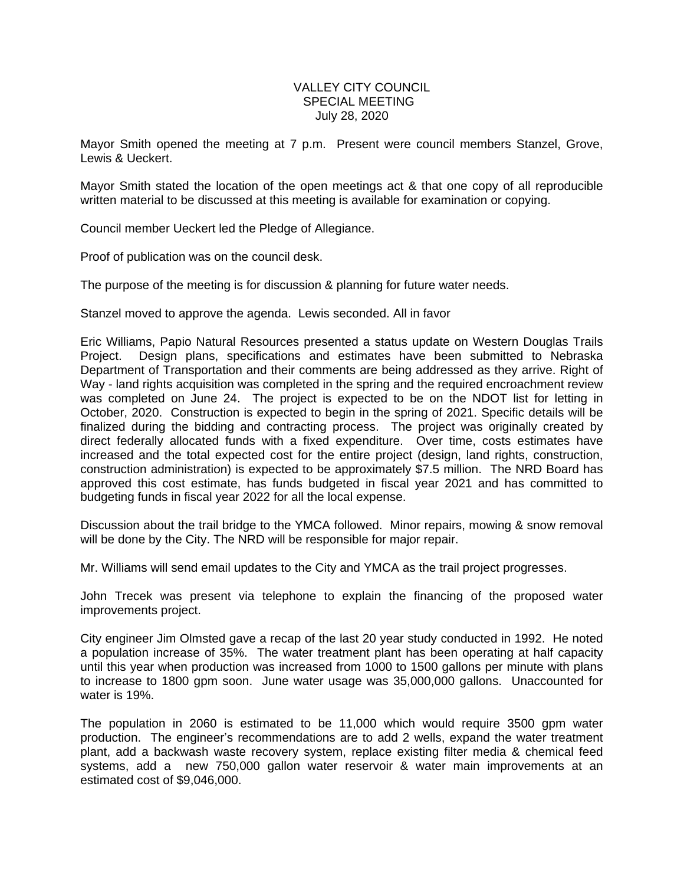# VALLEY CITY COUNCIL
## SPECIAL MEETING
### July 28, 2020

Mayor Smith opened the meeting at 7 p.m. Present were council members Stanzel, Grove, Lewis & Ueckert.

Mayor Smith stated the location of the open meetings act & that one copy of all reproducible written material to be discussed at this meeting is available for examination or copying.

Council member Ueckert led the Pledge of Allegiance.

Proof of publication was on the council desk.

The purpose of the meeting is for discussion & planning for future water needs.

Stanzel moved to approve the agenda. Lewis seconded. All in favor

Eric Williams, Papio Natural Resources presented a status update on Western Douglas Trails Project. Design plans, specifications and estimates have been submitted to Nebraska Department of Transportation and their comments are being addressed as they arrive. Right of Way - land rights acquisition was completed in the spring and the required encroachment review was completed on June 24. The project is expected to be on the NDOT list for letting in October, 2020. Construction is expected to begin in the spring of 2021. Specific details will be finalized during the bidding and contracting process. The project was originally created by direct federally allocated funds with a fixed expenditure. Over time, costs estimates have increased and the total expected cost for the entire project (design, land rights, construction, construction administration) is expected to be approximately $7.5 million. The NRD Board has approved this cost estimate, has funds budgeted in fiscal year 2021 and has committed to budgeting funds in fiscal year 2022 for all the local expense.

Discussion about the trail bridge to the YMCA followed. Minor repairs, mowing & snow removal will be done by the City. The NRD will be responsible for major repair.

Mr. Williams will send email updates to the City and YMCA as the trail project progresses.

John Trecek was present via telephone to explain the financing of the proposed water improvements project.

City engineer Jim Olmsted gave a recap of the last 20 year study conducted in 1992. He noted a population increase of 35%. The water treatment plant has been operating at half capacity until this year when production was increased from 1000 to 1500 gallons per minute with plans to increase to 1800 gpm soon. June water usage was 35,000,000 gallons. Unaccounted for water is 19%.

The population in 2060 is estimated to be 11,000 which would require 3500 gpm water production. The engineer's recommendations are to add 2 wells, expand the water treatment plant, add a backwash waste recovery system, replace existing filter media & chemical feed systems, add a new 750,000 gallon water reservoir & water main improvements at an estimated cost of $9,046,000.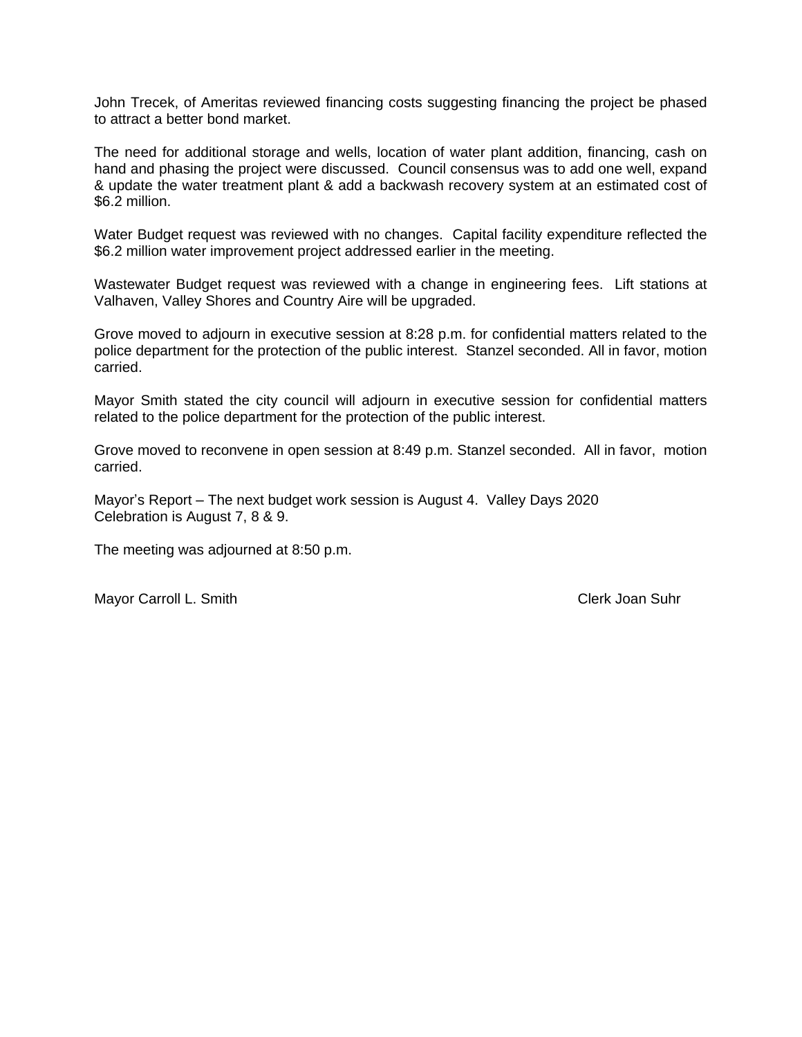John Trecek, of Ameritas reviewed financing costs suggesting financing the project be phased to attract a better bond market.

The need for additional storage and wells, location of water plant addition, financing, cash on hand and phasing the project were discussed. Council consensus was to add one well, expand & update the water treatment plant & add a backwash recovery system at an estimated cost of $6.2 million.

Water Budget request was reviewed with no changes. Capital facility expenditure reflected the $6.2 million water improvement project addressed earlier in the meeting.

Wastewater Budget request was reviewed with a change in engineering fees. Lift stations at Valhaven, Valley Shores and Country Aire will be upgraded.

Grove moved to adjourn in executive session at 8:28 p.m. for confidential matters related to the police department for the protection of the public interest. Stanzel seconded. All in favor, motion carried.

Mayor Smith stated the city council will adjourn in executive session for confidential matters related to the police department for the protection of the public interest.

Grove moved to reconvene in open session at 8:49 p.m. Stanzel seconded. All in favor, motion carried.

Mayor's Report – The next budget work session is August 4. Valley Days 2020 Celebration is August 7, 8 & 9.

The meeting was adjourned at 8:50 p.m.

Mayor Carroll L. Smith                                                                 Clerk Joan Suhr